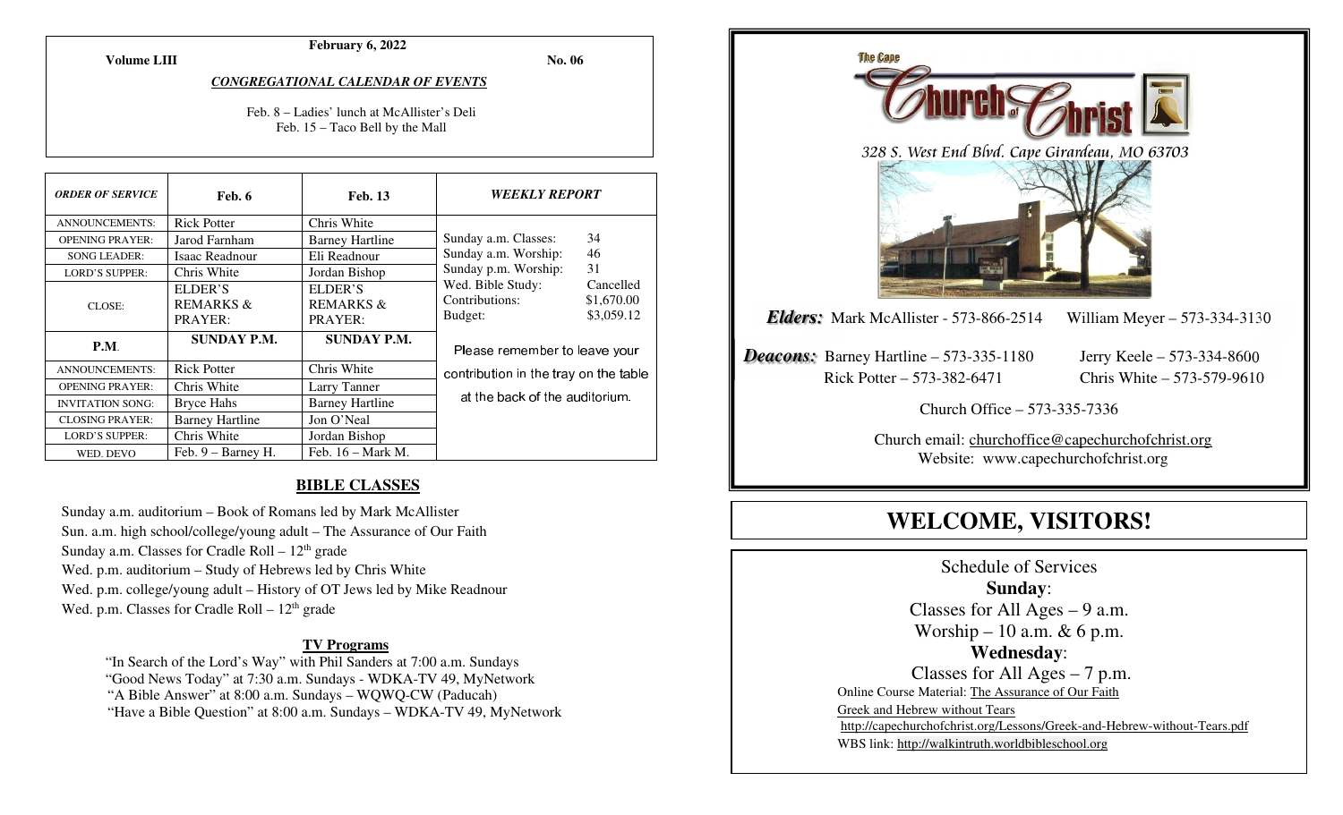**February 6, 2022**

**Volume LIII** **No. 06**

***CONGREGATIONAL CALENDAR OF EVENTS***

Feb. 8 – Ladies' lunch at McAllister's Deli
Feb. 15 – Taco Bell by the Mall

| *ORDER OF SERVICE* | Feb. 6 | Feb. 13 |
|---|---|---|
| ANNOUNCEMENTS: | Rick Potter | Chris White |
| OPENING PRAYER: | Jarod Farnham | Barney Hartline |
| SONG LEADER: | Isaac Readnour | Eli Readnour |
| LORD'S SUPPER: | Chris White | Jordan Bishop |
| CLOSE: | ELDER'S REMARKS & PRAYER: | ELDER'S REMARKS & PRAYER: |
| **P.M.** | **SUNDAY P.M.** | **SUNDAY P.M.** |
| ANNOUNCEMENTS: | Rick Potter | Chris White |
| OPENING PRAYER: | Chris White | Larry Tanner |
| INVITATION SONG: | Bryce Hahs | Barney Hartline |
| CLOSING PRAYER: | Barney Hartline | Jon O'Neal |
| LORD'S SUPPER: | Chris White | Jordan Bishop |
| WED. DEVO | Feb. 9 – Barney H. | Feb. 16 – Mark M. |

***WEEKLY REPORT***

| | |
|---|---|
| Sunday a.m. Classes: | 34 |
| Sunday a.m. Worship: | 46 |
| Sunday p.m. Worship: | 31 |
| Wed. Bible Study: | Cancelled |
| Contributions: | $1,670.00 |
| Budget: | $3,059.12 |

Please remember to leave your contribution in the tray on the table at the back of the auditorium.

## BIBLE CLASSES

Sunday a.m. auditorium – Book of Romans led by Mark McAllister
Sun. a.m. high school/college/young adult – The Assurance of Our Faith
Sunday a.m. Classes for Cradle Roll – 12th grade
Wed. p.m. auditorium – Study of Hebrews led by Chris White
Wed. p.m. college/young adult – History of OT Jews led by Mike Readnour
Wed. p.m. Classes for Cradle Roll – 12th grade

**TV Programs**

"In Search of the Lord's Way" with Phil Sanders at 7:00 a.m. Sundays
"Good News Today" at 7:30 a.m. Sundays - WDKA-TV 49, MyNetwork
"A Bible Answer" at 8:00 a.m. Sundays – WQWQ-CW (Paducah)
"Have a Bible Question" at 8:00 a.m. Sundays – WDKA-TV 49, MyNetwork

The Cape Church of Christ

*328 S. West End Blvd. Cape Girardeau, MO 63703*

***Elders:*** Mark McAllister - 573-866-2514 William Meyer – 573-334-3130

***Deacons:*** Barney Hartline – 573-335-1180 Jerry Keele – 573-334-8600
Rick Potter – 573-382-6471 Chris White – 573-579-9610

Church Office – 573-335-7336

Church email: churchoffice@capechurchofchrist.org
Website: www.capechurchofchrist.org

# WELCOME, VISITORS!

Schedule of Services

**Sunday**:
Classes for All Ages – 9 a.m.
Worship – 10 a.m. & 6 p.m.

**Wednesday**:
Classes for All Ages – 7 p.m.

Online Course Material: The Assurance of Our Faith
Greek and Hebrew without Tears
http://capechurchofchrist.org/Lessons/Greek-and-Hebrew-without-Tears.pdf
WBS link: http://walkintruth.worldbibleschool.org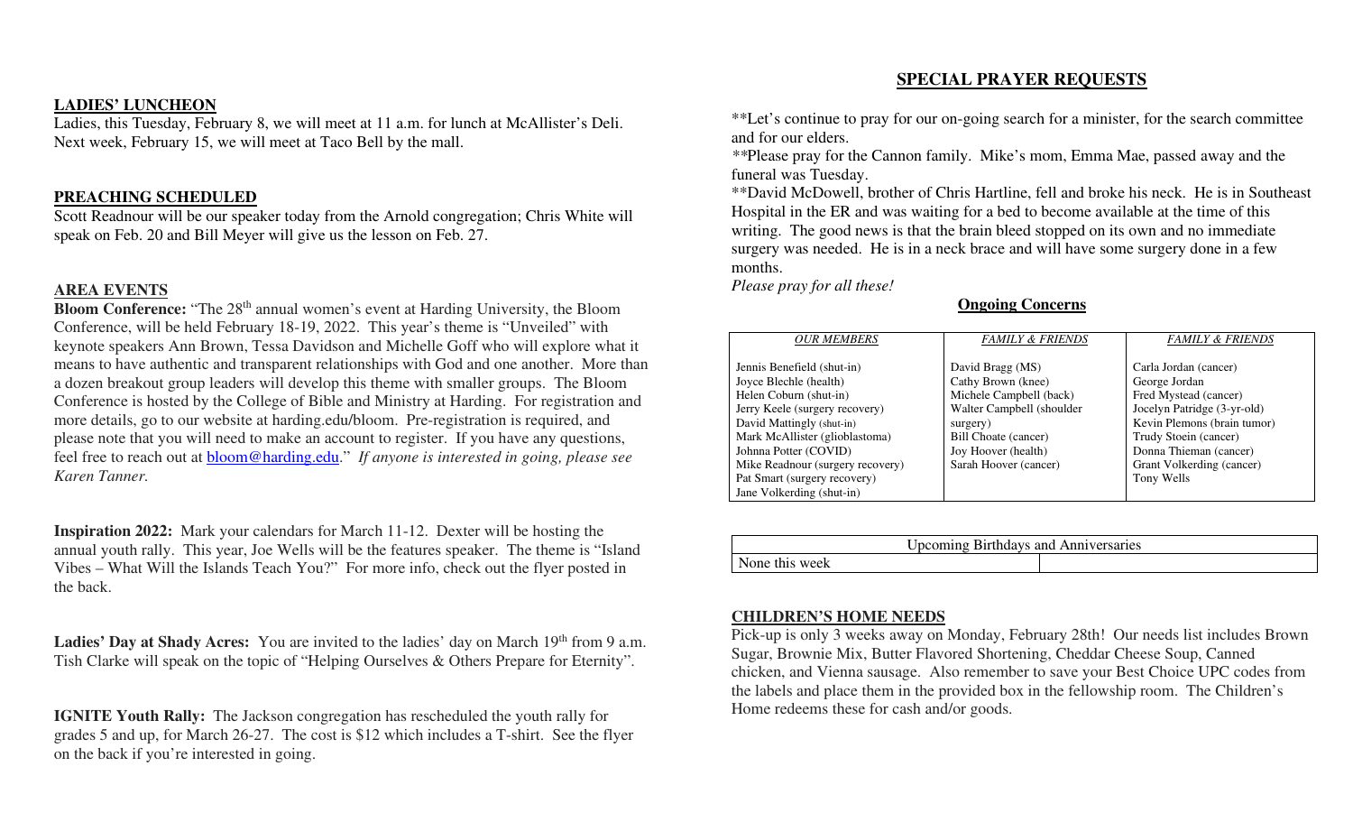## LADIES' LUNCHEON

Ladies, this Tuesday, February 8, we will meet at 11 a.m. for lunch at McAllister's Deli. Next week, February 15, we will meet at Taco Bell by the mall.

## PREACHING SCHEDULED

Scott Readnour will be our speaker today from the Arnold congregation; Chris White will speak on Feb. 20 and Bill Meyer will give us the lesson on Feb. 27.

## AREA EVENTS

**Bloom Conference:** "The 28th annual women's event at Harding University, the Bloom Conference, will be held February 18-19, 2022. This year's theme is "Unveiled" with keynote speakers Ann Brown, Tessa Davidson and Michelle Goff who will explore what it means to have authentic and transparent relationships with God and one another. More than a dozen breakout group leaders will develop this theme with smaller groups. The Bloom Conference is hosted by the College of Bible and Ministry at Harding. For registration and more details, go to our website at harding.edu/bloom. Pre-registration is required, and please note that you will need to make an account to register. If you have any questions, feel free to reach out at bloom@harding.edu." *If anyone is interested in going, please see Karen Tanner.*

**Inspiration 2022:** Mark your calendars for March 11-12. Dexter will be hosting the annual youth rally. This year, Joe Wells will be the features speaker. The theme is "Island Vibes – What Will the Islands Teach You?" For more info, check out the flyer posted in the back.

**Ladies' Day at Shady Acres:** You are invited to the ladies' day on March 19th from 9 a.m. Tish Clarke will speak on the topic of "Helping Ourselves & Others Prepare for Eternity".

**IGNITE Youth Rally:** The Jackson congregation has rescheduled the youth rally for grades 5 and up, for March 26-27. The cost is $12 which includes a T-shirt. See the flyer on the back if you're interested in going.

## SPECIAL PRAYER REQUESTS

**Let's continue to pray for our on-going search for a minister, for the search committee and for our elders.
**Please pray for the Cannon family. Mike's mom, Emma Mae, passed away and the funeral was Tuesday.
**David McDowell, brother of Chris Hartline, fell and broke his neck. He is in Southeast Hospital in the ER and was waiting for a bed to become available at the time of this writing. The good news is that the brain bleed stopped on its own and no immediate surgery was needed. He is in a neck brace and will have some surgery done in a few months.
*Please pray for all these!*

### Ongoing Concerns

| *OUR MEMBERS* | *FAMILY & FRIENDS* | *FAMILY & FRIENDS* |
|---|---|---|
| Jennis Benefield (shut-in) | David Bragg (MS) | Carla Jordan (cancer) |
| Joyce Blechle (health) | Cathy Brown (knee) | George Jordan |
| Helen Coburn (shut-in) | Michele Campbell (back) | Fred Mystead (cancer) |
| Jerry Keele (surgery recovery) | Walter Campbell (shoulder surgery) | Jocelyn Patridge (3-yr-old) |
| David Mattingly (shut-in) | Bill Choate (cancer) | Kevin Plemons (brain tumor) |
| Mark McAllister (glioblastoma) | Joy Hoover (health) | Trudy Stoein (cancer) |
| Johnna Potter (COVID) | Sarah Hoover (cancer) | Donna Thieman (cancer) |
| Mike Readnour (surgery recovery) | | Grant Volkerding (cancer) |
| Pat Smart (surgery recovery) | | Tony Wells |
| Jane Volkerding (shut-in) | | |

| Upcoming Birthdays and Anniversaries | |
|---|---|
| None this week | |

## CHILDREN'S HOME NEEDS

Pick-up is only 3 weeks away on Monday, February 28th! Our needs list includes Brown Sugar, Brownie Mix, Butter Flavored Shortening, Cheddar Cheese Soup, Canned chicken, and Vienna sausage. Also remember to save your Best Choice UPC codes from the labels and place them in the provided box in the fellowship room. The Children's Home redeems these for cash and/or goods.